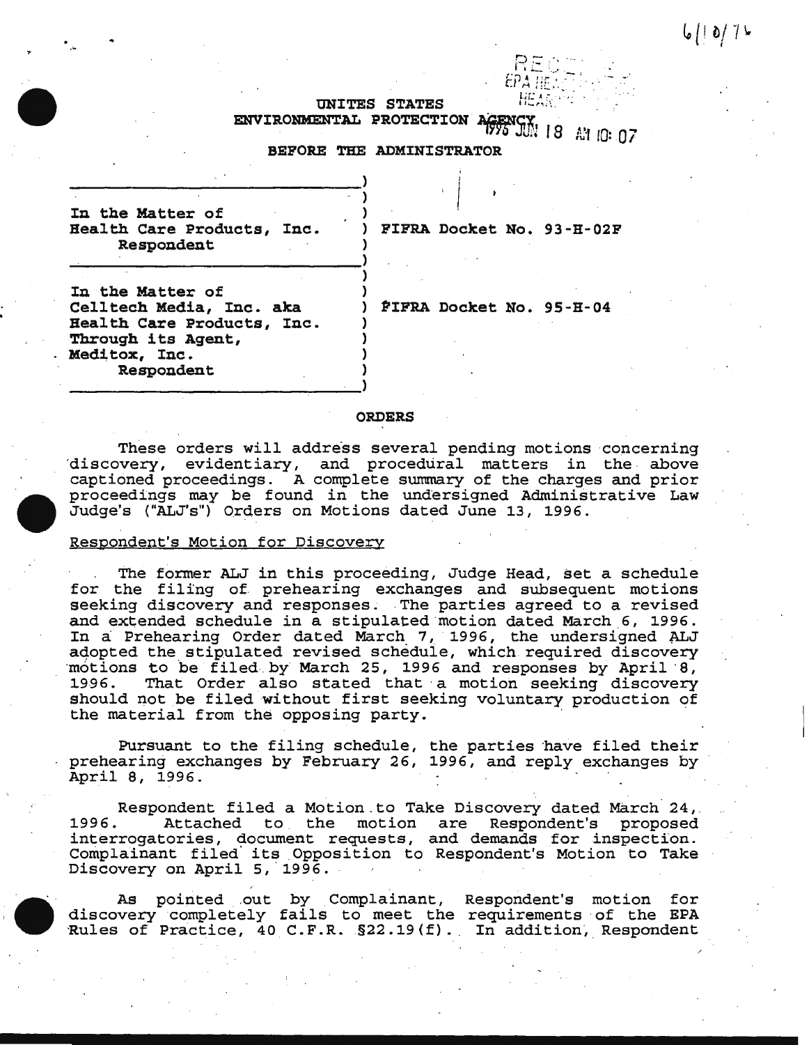6/10/76

UNITES STATES
ENVIRONMENTAL PROTECTION AGENCY

1996 JUN 18 AM 10:07

BEFORE THE ADMINISTRATOR

| | |
|---|---|
| In the Matter of<br>Health Care Products, Inc.<br>Respondent | FIFRA Docket No. 93-H-02F |
| In the Matter of<br>Celltech Media, Inc. aka<br>Health Care Products, Inc.<br>Through its Agent,<br>Meditox, Inc.<br>Respondent | FIFRA Docket No. 95-H-04 |

## ORDERS

These orders will address several pending motions concerning discovery, evidentiary, and procedural matters in the above captioned proceedings. A complete summary of the charges and prior proceedings may be found in the undersigned Administrative Law Judge's ("ALJ's") Orders on Motions dated June 13, 1996.

Respondent's Motion for Discovery

The former ALJ in this proceeding, Judge Head, set a schedule for the filing of prehearing exchanges and subsequent motions seeking discovery and responses. The parties agreed to a revised and extended schedule in a stipulated motion dated March 6, 1996. In a Prehearing Order dated March 7, 1996, the undersigned ALJ adopted the stipulated revised schedule, which required discovery motions to be filed by March 25, 1996 and responses by April 8, 1996. That Order also stated that a motion seeking discovery should not be filed without first seeking voluntary production of the material from the opposing party.

Pursuant to the filing schedule, the parties have filed their prehearing exchanges by February 26, 1996, and reply exchanges by April 8, 1996.

Respondent filed a Motion to Take Discovery dated March 24, 1996. Attached to the motion are Respondent's proposed interrogatories, document requests, and demands for inspection. Complainant filed its Opposition to Respondent's Motion to Take Discovery on April 5, 1996.

As pointed out by Complainant, Respondent's motion for discovery completely fails to meet the requirements of the EPA Rules of Practice, 40 C.F.R. §22.19(f). In addition, Respondent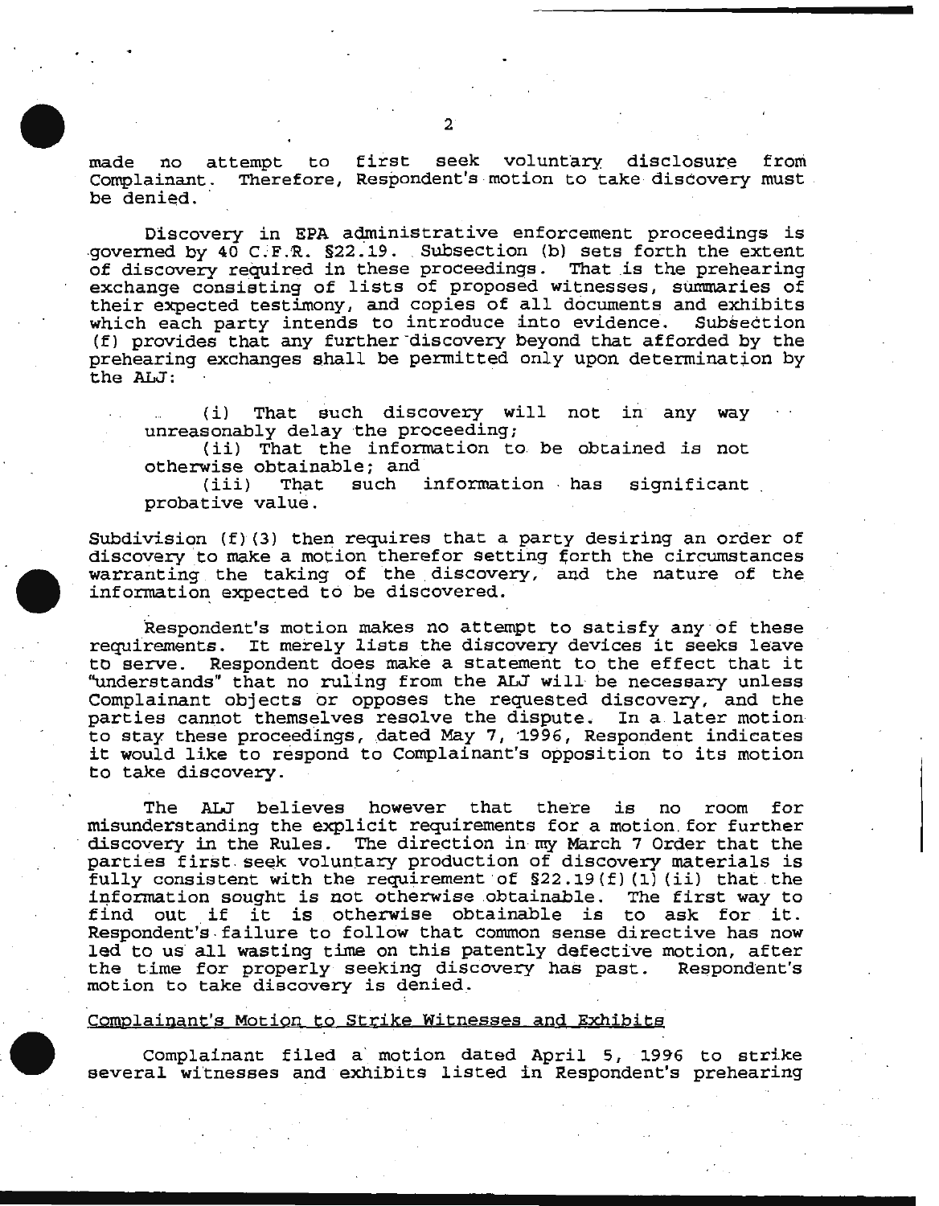made no attempt to first seek voluntary disclosure from Complainant. Therefore, Respondent's motion to take discovery must be denied.

Discovery in EPA administrative enforcement proceedings is governed by 40 C.F.R. §22.19. Subsection (b) sets forth the extent of discovery required in these proceedings. That is the prehearing exchange consisting of lists of proposed witnesses, summaries of their expected testimony, and copies of all documents and exhibits which each party intends to introduce into evidence. Subsection (f) provides that any further discovery beyond that afforded by the prehearing exchanges shall be permitted only upon determination by the ALJ:

> (i) That such discovery will not in any way unreasonably delay the proceeding;
> (ii) That the information to be obtained is not otherwise obtainable; and
> (iii) That such information has significant probative value.

Subdivision (f)(3) then requires that a party desiring an order of discovery to make a motion therefor setting forth the circumstances warranting the taking of the discovery, and the nature of the information expected to be discovered.

Respondent's motion makes no attempt to satisfy any of these requirements. It merely lists the discovery devices it seeks leave to serve. Respondent does make a statement to the effect that it "understands" that no ruling from the ALJ will be necessary unless Complainant objects or opposes the requested discovery, and the parties cannot themselves resolve the dispute. In a later motion to stay these proceedings, dated May 7, 1996, Respondent indicates it would like to respond to Complainant's opposition to its motion to take discovery.

The ALJ believes however that there is no room for misunderstanding the explicit requirements for a motion for further discovery in the Rules. The direction in my March 7 Order that the parties first seek voluntary production of discovery materials is fully consistent with the requirement of §22.19(f)(1)(ii) that the information sought is not otherwise obtainable. The first way to find out if it is otherwise obtainable is to ask for it. Respondent's failure to follow that common sense directive has now led to us all wasting time on this patently defective motion, after the time for properly seeking discovery has past. Respondent's motion to take discovery is denied.

Complainant's Motion to Strike Witnesses and Exhibits

Complainant filed a motion dated April 5, 1996 to strike several witnesses and exhibits listed in Respondent's prehearing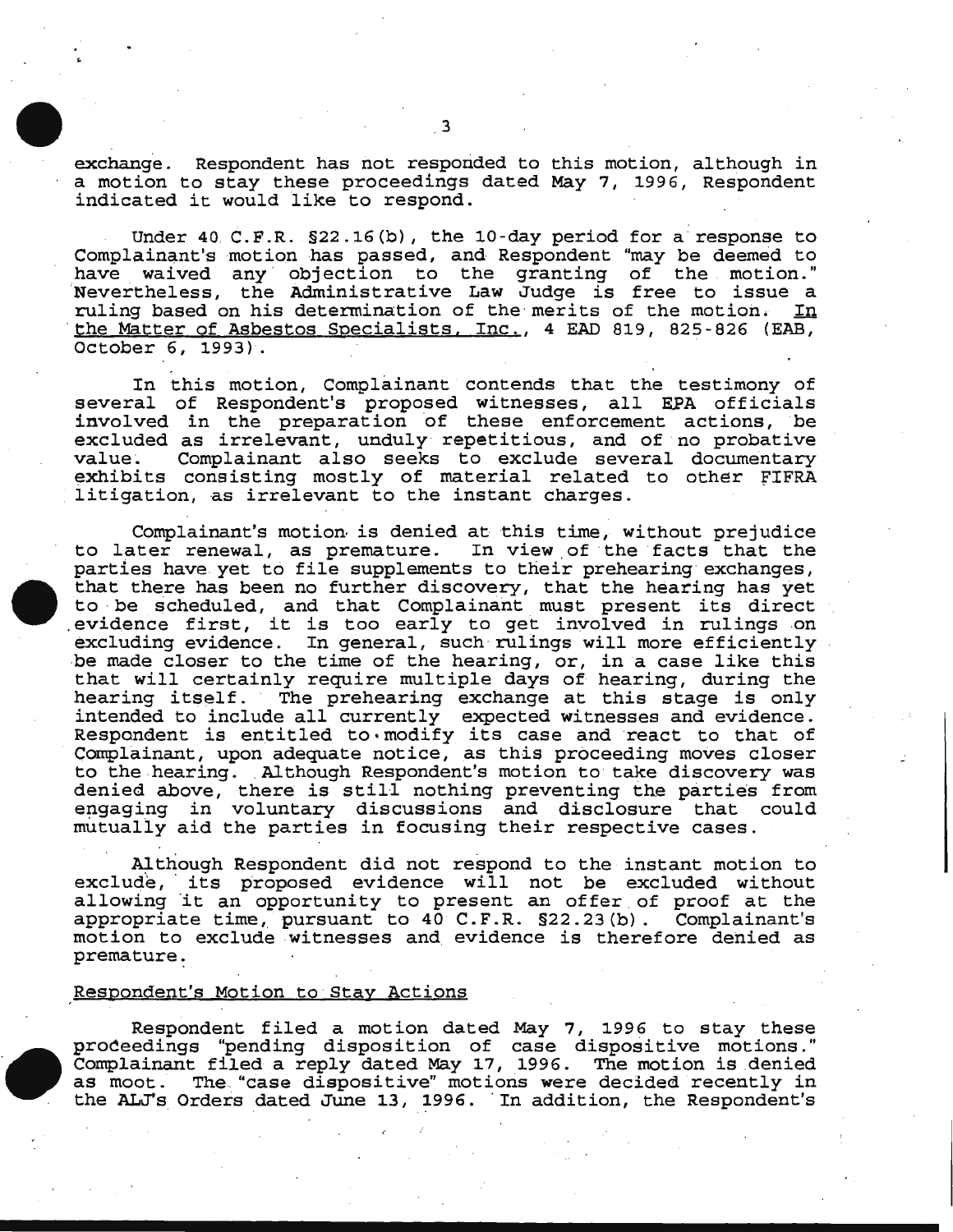exchange. Respondent has not responded to this motion, although in a motion to stay these proceedings dated May 7, 1996, Respondent indicated it would like to respond.

Under 40 C.F.R. §22.16(b), the 10-day period for a response to Complainant's motion has passed, and Respondent "may be deemed to have waived any objection to the granting of the motion." Nevertheless, the Administrative Law Judge is free to issue a ruling based on his determination of the merits of the motion. In the Matter of Asbestos Specialists, Inc., 4 EAD 819, 825-826 (EAB, October 6, 1993).

In this motion, Complainant contends that the testimony of several of Respondent's proposed witnesses, all EPA officials involved in the preparation of these enforcement actions, be excluded as irrelevant, unduly repetitious, and of no probative value. Complainant also seeks to exclude several documentary exhibits consisting mostly of material related to other FIFRA litigation, as irrelevant to the instant charges.

Complainant's motion is denied at this time, without prejudice to later renewal, as premature. In view of the facts that the parties have yet to file supplements to their prehearing exchanges, that there has been no further discovery, that the hearing has yet to be scheduled, and that Complainant must present its direct evidence first, it is too early to get involved in rulings on excluding evidence. In general, such rulings will more efficiently be made closer to the time of the hearing, or, in a case like this that will certainly require multiple days of hearing, during the hearing itself. The prehearing exchange at this stage is only intended to include all currently expected witnesses and evidence. Respondent is entitled to modify its case and react to that of Complainant, upon adequate notice, as this proceeding moves closer to the hearing. Although Respondent's motion to take discovery was denied above, there is still nothing preventing the parties from engaging in voluntary discussions and disclosure that could mutually aid the parties in focusing their respective cases.

Although Respondent did not respond to the instant motion to exclude, its proposed evidence will not be excluded without allowing it an opportunity to present an offer of proof at the appropriate time, pursuant to 40 C.F.R. §22.23(b). Complainant's motion to exclude witnesses and evidence is therefore denied as premature.

Respondent's Motion to Stay Actions

Respondent filed a motion dated May 7, 1996 to stay these proceedings "pending disposition of case dispositive motions." Complainant filed a reply dated May 17, 1996. The motion is denied as moot. The "case dispositive" motions were decided recently in the ALJ's Orders dated June 13, 1996. In addition, the Respondent's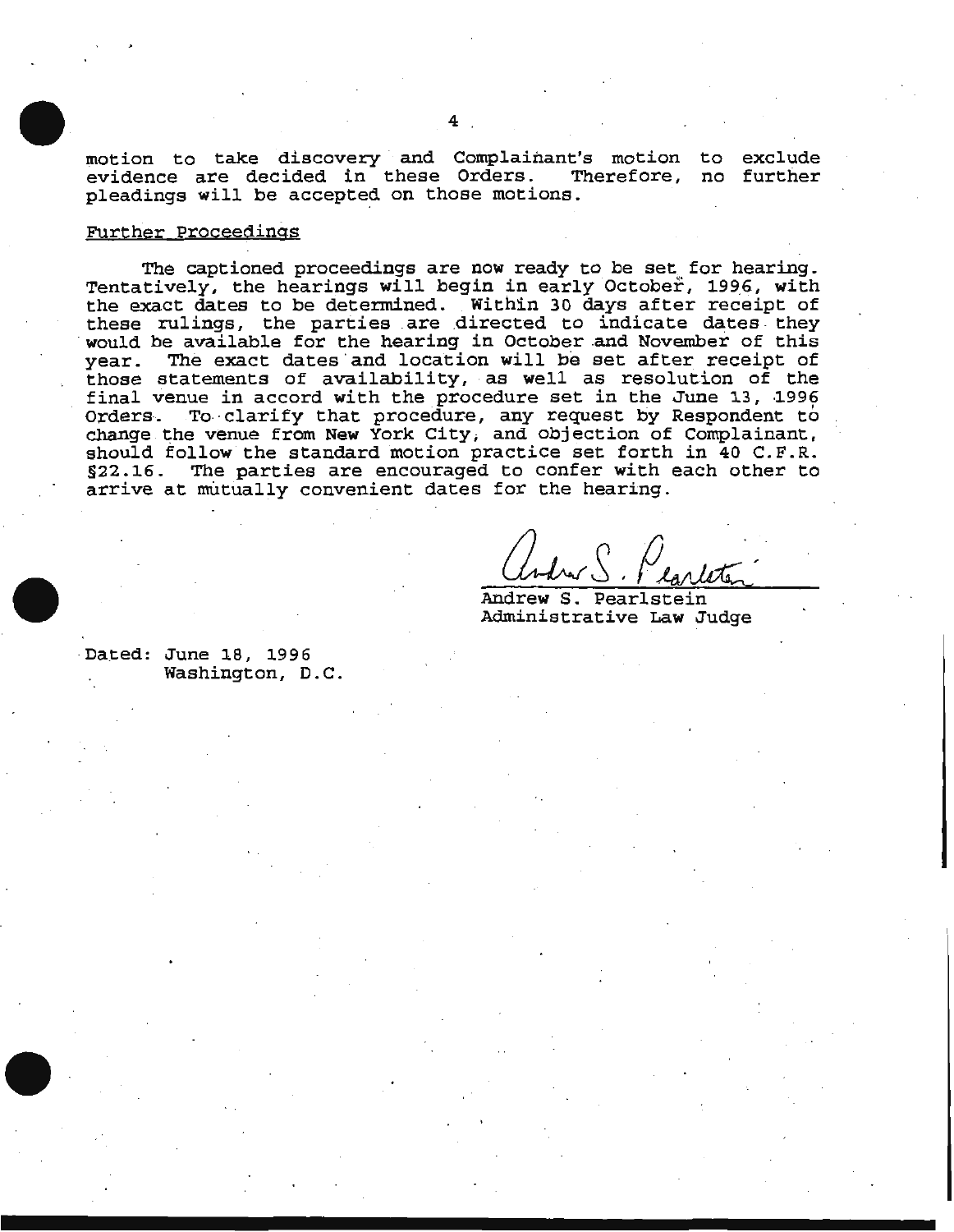motion to take discovery and Complainant's motion to exclude evidence are decided in these Orders. Therefore, no further pleadings will be accepted on those motions.

Further Proceedings

The captioned proceedings are now ready to be set for hearing. Tentatively, the hearings will begin in early October, 1996, with the exact dates to be determined. Within 30 days after receipt of these rulings, the parties are directed to indicate dates they would be available for the hearing in October and November of this year. The exact dates and location will be set after receipt of those statements of availability, as well as resolution of the final venue in accord with the procedure set in the June 13, 1996 Orders. To clarify that procedure, any request by Respondent to change the venue from New York City, and objection of Complainant, should follow the standard motion practice set forth in 40 C.F.R. §22.16. The parties are encouraged to confer with each other to arrive at mutually convenient dates for the hearing.

Andrew S. Pearlstein
Administrative Law Judge

Dated: June 18, 1996
Washington, D.C.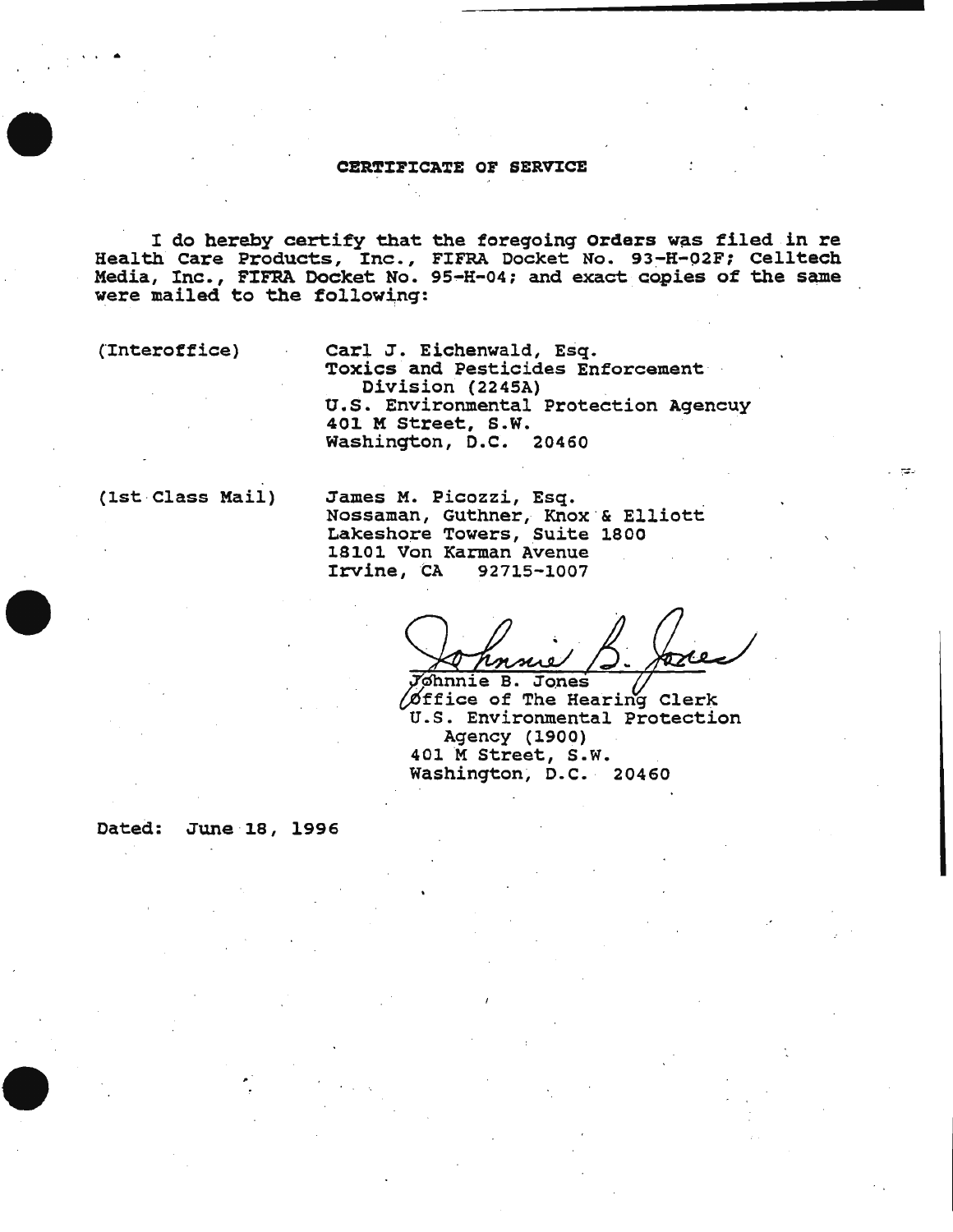## CERTIFICATE OF SERVICE

I do hereby certify that the foregoing Orders was filed in re Health Care Products, Inc., FIFRA Docket No. 93-H-02F; Celltech Media, Inc., FIFRA Docket No. 95-H-04; and exact copies of the same were mailed to the following:

(Interoffice)

Carl J. Eichenwald, Esq.
Toxics and Pesticides Enforcement Division (2245A)
U.S. Environmental Protection Agencuy
401 M Street, S.W.
Washington, D.C. 20460

(1st Class Mail)

James M. Picozzi, Esq.
Nossaman, Guthner, Knox & Elliott
Lakeshore Towers, Suite 1800
18101 Von Karman Avenue
Irvine, CA 92715-1007

Johnnie B. Jones
Office of The Hearing Clerk
U.S. Environmental Protection Agency (1900)
401 M Street, S.W.
Washington, D.C. 20460

Dated: June 18, 1996